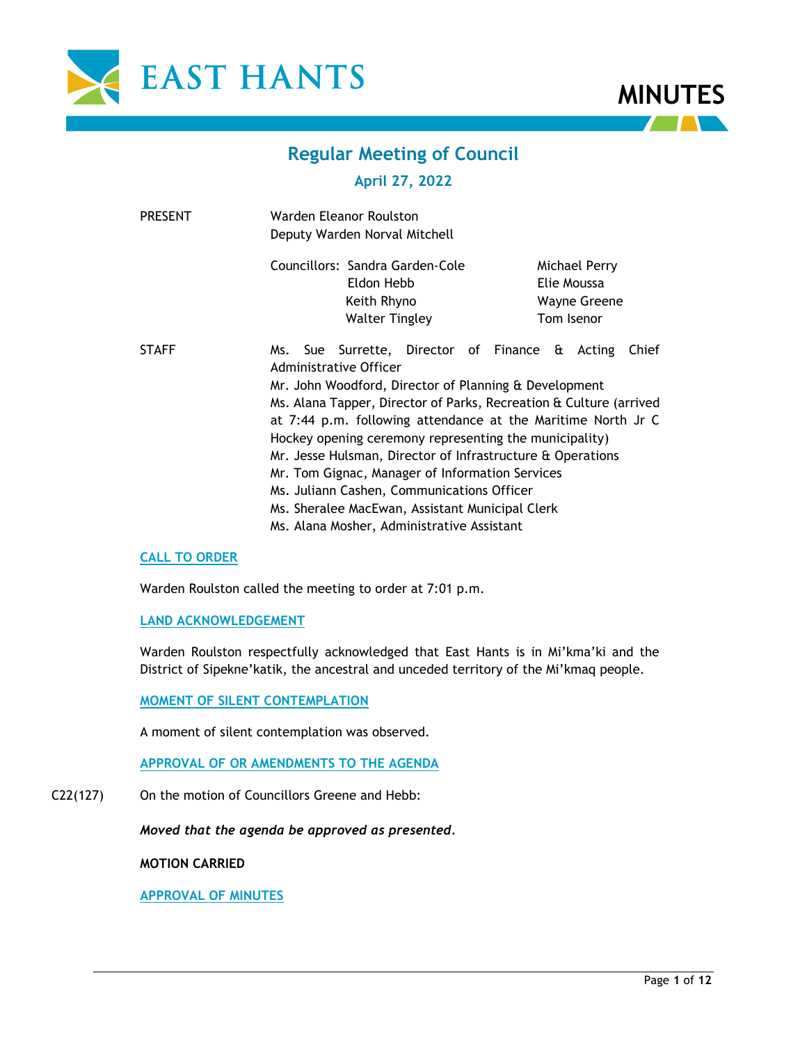EAST HANTS

# MINUTES

## Regular Meeting of Council

### April 27, 2022

PRESENT

Warden Eleanor Roulston
Deputy Warden Norval Mitchell

Councillors: Sandra Garden-Cole, Eldon Hebb, Keith Rhyno, Walter Tingley, Michael Perry, Elie Moussa, Wayne Greene, Tom Isenor

STAFF

Ms. Sue Surrette, Director of Finance & Acting Chief Administrative Officer
Mr. John Woodford, Director of Planning & Development
Ms. Alana Tapper, Director of Parks, Recreation & Culture (arrived at 7:44 p.m. following attendance at the Maritime North Jr C Hockey opening ceremony representing the municipality)
Mr. Jesse Hulsman, Director of Infrastructure & Operations
Mr. Tom Gignac, Manager of Information Services
Ms. Juliann Cashen, Communications Officer
Ms. Sheralee MacEwan, Assistant Municipal Clerk
Ms. Alana Mosher, Administrative Assistant

**CALL TO ORDER**

Warden Roulston called the meeting to order at 7:01 p.m.

**LAND ACKNOWLEDGEMENT**

Warden Roulston respectfully acknowledged that East Hants is in Mi'kma'ki and the District of Sipekne'katik, the ancestral and unceded territory of the Mi'kmaq people.

**MOMENT OF SILENT CONTEMPLATION**

A moment of silent contemplation was observed.

**APPROVAL OF OR AMENDMENTS TO THE AGENDA**

C22(127) On the motion of Councillors Greene and Hebb:

***Moved that the agenda be approved as presented.***

**MOTION CARRIED**

**APPROVAL OF MINUTES**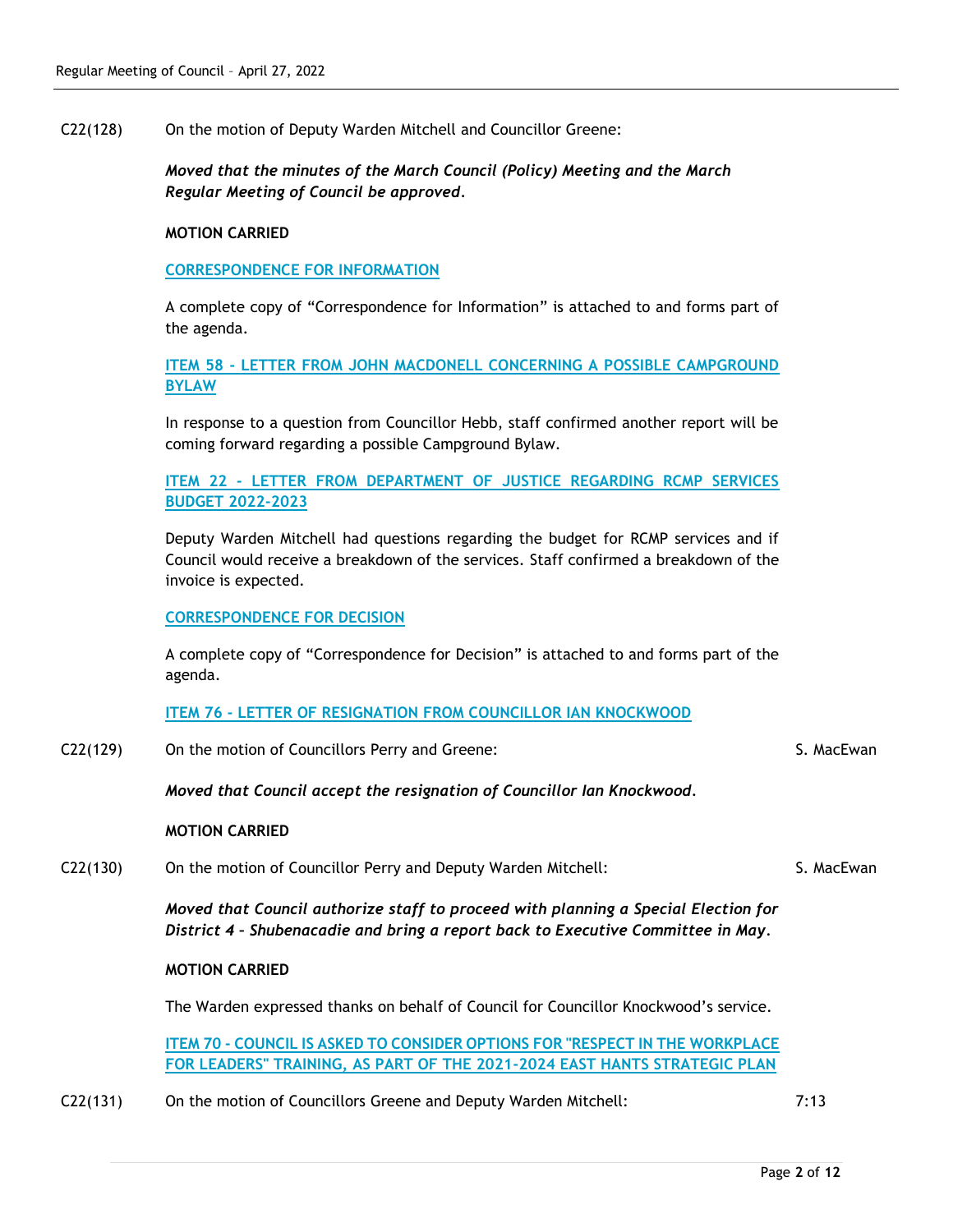C22(128) On the motion of Deputy Warden Mitchell and Councillor Greene:

***Moved that the minutes of the March Council (Policy) Meeting and the March Regular Meeting of Council be approved.***

**MOTION CARRIED**

**CORRESPONDENCE FOR INFORMATION**

A complete copy of "Correspondence for Information" is attached to and forms part of the agenda.

**ITEM 58 - LETTER FROM JOHN MACDONELL CONCERNING A POSSIBLE CAMPGROUND BYLAW**

In response to a question from Councillor Hebb, staff confirmed another report will be coming forward regarding a possible Campground Bylaw.

**ITEM 22 - LETTER FROM DEPARTMENT OF JUSTICE REGARDING RCMP SERVICES BUDGET 2022-2023**

Deputy Warden Mitchell had questions regarding the budget for RCMP services and if Council would receive a breakdown of the services. Staff confirmed a breakdown of the invoice is expected.

**CORRESPONDENCE FOR DECISION**

A complete copy of "Correspondence for Decision" is attached to and forms part of the agenda.

**ITEM 76 - LETTER OF RESIGNATION FROM COUNCILLOR IAN KNOCKWOOD**

C22(129) On the motion of Councillors Perry and Greene: S. MacEwan

***Moved that Council accept the resignation of Councillor Ian Knockwood.***

**MOTION CARRIED**

C22(130) On the motion of Councillor Perry and Deputy Warden Mitchell: S. MacEwan

***Moved that Council authorize staff to proceed with planning a Special Election for District 4 – Shubenacadie and bring a report back to Executive Committee in May.***

**MOTION CARRIED**

The Warden expressed thanks on behalf of Council for Councillor Knockwood's service.

**ITEM 70 - COUNCIL IS ASKED TO CONSIDER OPTIONS FOR "RESPECT IN THE WORKPLACE FOR LEADERS" TRAINING, AS PART OF THE 2021-2024 EAST HANTS STRATEGIC PLAN**

C22(131) On the motion of Councillors Greene and Deputy Warden Mitchell: 7:13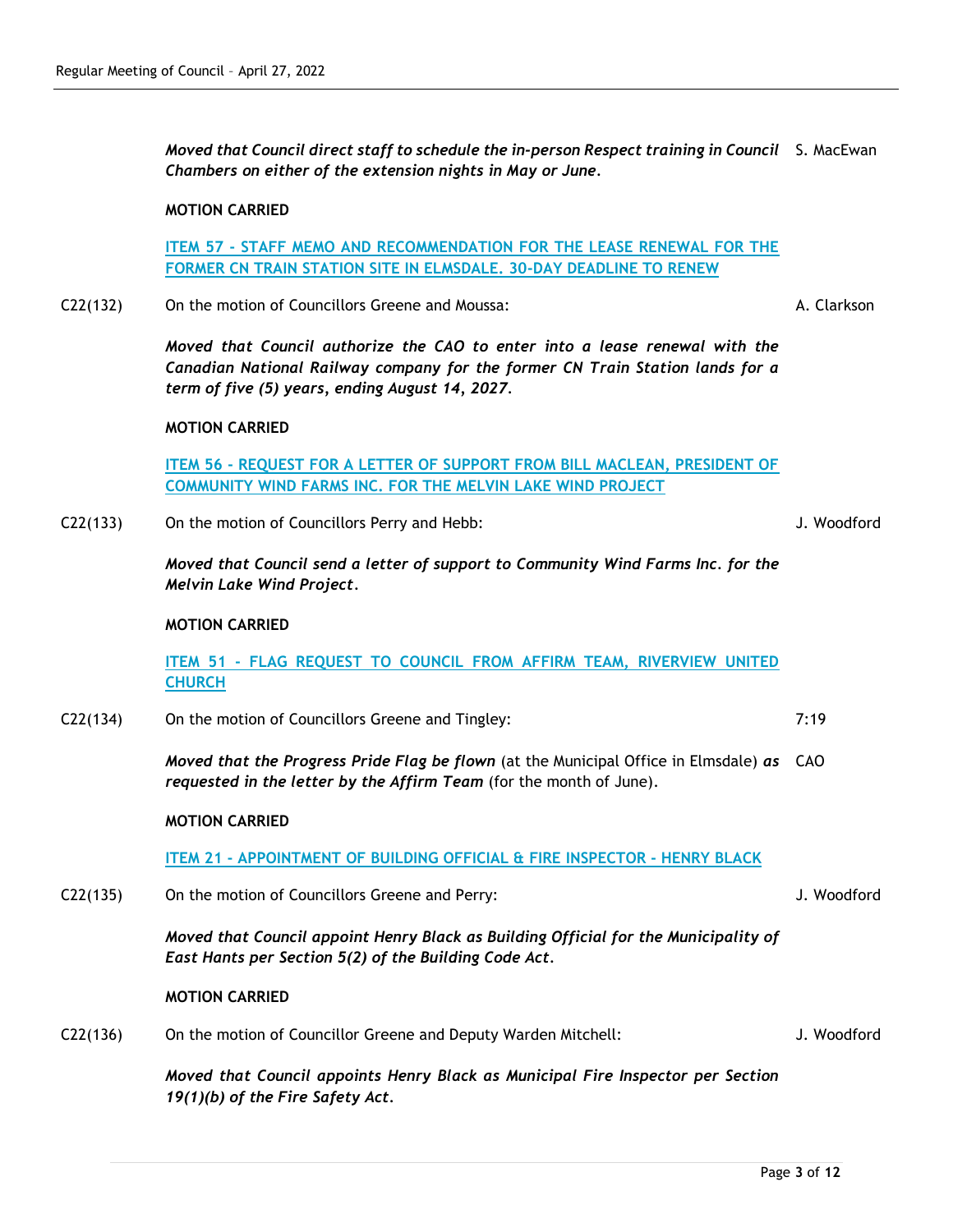*Moved that Council direct staff to schedule the in-person Respect training in Council Chambers on either of the extension nights in May or June.* S. MacEwan

**MOTION CARRIED**

**ITEM 57 - STAFF MEMO AND RECOMMENDATION FOR THE LEASE RENEWAL FOR THE FORMER CN TRAIN STATION SITE IN ELMSDALE. 30-DAY DEADLINE TO RENEW**

C22(132) On the motion of Councillors Greene and Moussa: A. Clarkson

*Moved that Council authorize the CAO to enter into a lease renewal with the Canadian National Railway company for the former CN Train Station lands for a term of five (5) years, ending August 14, 2027.*

**MOTION CARRIED**

**ITEM 56 - REQUEST FOR A LETTER OF SUPPORT FROM BILL MACLEAN, PRESIDENT OF COMMUNITY WIND FARMS INC. FOR THE MELVIN LAKE WIND PROJECT**

C22(133) On the motion of Councillors Perry and Hebb: J. Woodford

*Moved that Council send a letter of support to Community Wind Farms Inc. for the Melvin Lake Wind Project.*

**MOTION CARRIED**

**ITEM 51 - FLAG REQUEST TO COUNCIL FROM AFFIRM TEAM, RIVERVIEW UNITED CHURCH**

C22(134) On the motion of Councillors Greene and Tingley: 7:19

***Moved that the Progress Pride Flag be flown*** (at the Municipal Office in Elmsdale) ***as requested in the letter by the Affirm Team*** (for the month of June). CAO

**MOTION CARRIED**

**ITEM 21 - APPOINTMENT OF BUILDING OFFICIAL & FIRE INSPECTOR - HENRY BLACK**

C22(135) On the motion of Councillors Greene and Perry: J. Woodford

*Moved that Council appoint Henry Black as Building Official for the Municipality of East Hants per Section 5(2) of the Building Code Act.*

**MOTION CARRIED**

C22(136) On the motion of Councillor Greene and Deputy Warden Mitchell: J. Woodford

*Moved that Council appoints Henry Black as Municipal Fire Inspector per Section 19(1)(b) of the Fire Safety Act.*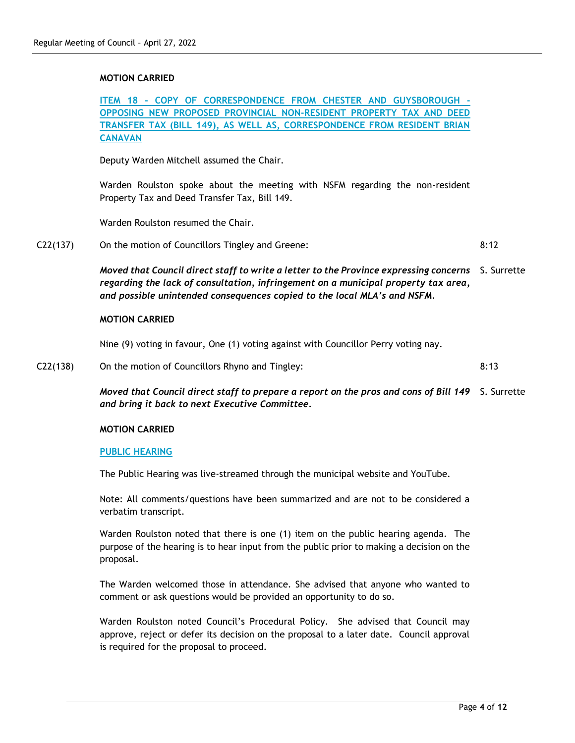**MOTION CARRIED**

**ITEM 18 - COPY OF CORRESPONDENCE FROM CHESTER AND GUYSBOROUGH - OPPOSING NEW PROPOSED PROVINCIAL NON-RESIDENT PROPERTY TAX AND DEED TRANSFER TAX (BILL 149), AS WELL AS, CORRESPONDENCE FROM RESIDENT BRIAN CANAVAN**

Deputy Warden Mitchell assumed the Chair.

Warden Roulston spoke about the meeting with NSFM regarding the non-resident Property Tax and Deed Transfer Tax, Bill 149.

Warden Roulston resumed the Chair.

C22(137) On the motion of Councillors Tingley and Greene: 8:12

***Moved that Council direct staff to write a letter to the Province expressing concerns regarding the lack of consultation, infringement on a municipal property tax area, and possible unintended consequences copied to the local MLA's and NSFM.*** S. Surrette

**MOTION CARRIED**

Nine (9) voting in favour, One (1) voting against with Councillor Perry voting nay.

C22(138) On the motion of Councillors Rhyno and Tingley: 8:13

***Moved that Council direct staff to prepare a report on the pros and cons of Bill 149 and bring it back to next Executive Committee.*** S. Surrette

**MOTION CARRIED**

**PUBLIC HEARING**

The Public Hearing was live-streamed through the municipal website and YouTube.

Note: All comments/questions have been summarized and are not to be considered a verbatim transcript.

Warden Roulston noted that there is one (1) item on the public hearing agenda. The purpose of the hearing is to hear input from the public prior to making a decision on the proposal.

The Warden welcomed those in attendance. She advised that anyone who wanted to comment or ask questions would be provided an opportunity to do so.

Warden Roulston noted Council's Procedural Policy. She advised that Council may approve, reject or defer its decision on the proposal to a later date. Council approval is required for the proposal to proceed.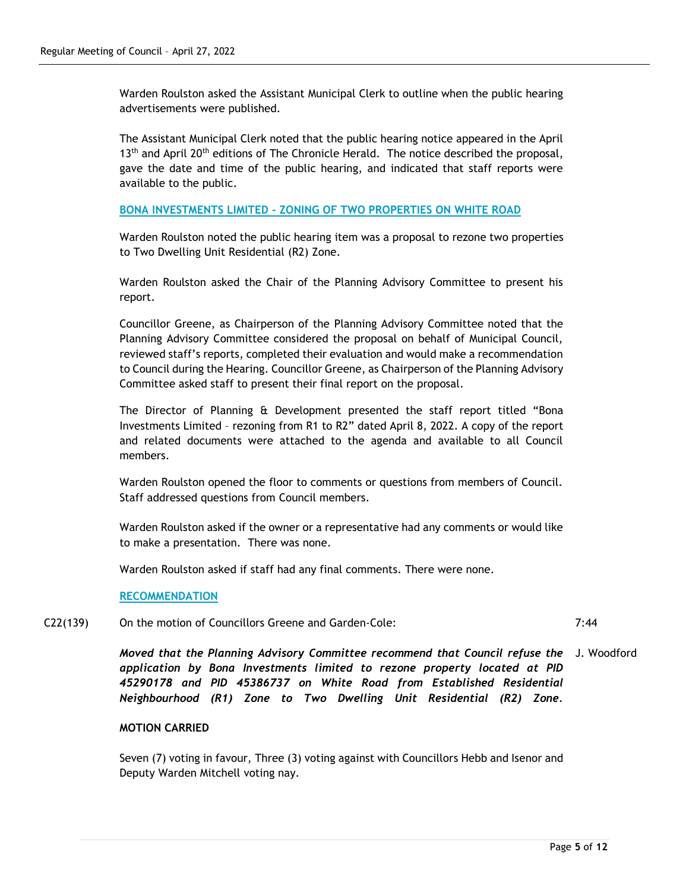Warden Roulston asked the Assistant Municipal Clerk to outline when the public hearing advertisements were published.

The Assistant Municipal Clerk noted that the public hearing notice appeared in the April 13th and April 20th editions of The Chronicle Herald. The notice described the proposal, gave the date and time of the public hearing, and indicated that staff reports were available to the public.

**BONA INVESTMENTS LIMITED - ZONING OF TWO PROPERTIES ON WHITE ROAD**

Warden Roulston noted the public hearing item was a proposal to rezone two properties to Two Dwelling Unit Residential (R2) Zone.

Warden Roulston asked the Chair of the Planning Advisory Committee to present his report.

Councillor Greene, as Chairperson of the Planning Advisory Committee noted that the Planning Advisory Committee considered the proposal on behalf of Municipal Council, reviewed staff's reports, completed their evaluation and would make a recommendation to Council during the Hearing. Councillor Greene, as Chairperson of the Planning Advisory Committee asked staff to present their final report on the proposal.

The Director of Planning & Development presented the staff report titled "Bona Investments Limited – rezoning from R1 to R2" dated April 8, 2022. A copy of the report and related documents were attached to the agenda and available to all Council members.

Warden Roulston opened the floor to comments or questions from members of Council. Staff addressed questions from Council members.

Warden Roulston asked if the owner or a representative had any comments or would like to make a presentation. There was none.

Warden Roulston asked if staff had any final comments. There were none.

**RECOMMENDATION**

C22(139) On the motion of Councillors Greene and Garden-Cole: 7:44

***Moved that the Planning Advisory Committee recommend that Council refuse the application by Bona Investments limited to rezone property located at PID 45290178 and PID 45386737 on White Road from Established Residential Neighbourhood (R1) Zone to Two Dwelling Unit Residential (R2) Zone.*** J. Woodford

**MOTION CARRIED**

Seven (7) voting in favour, Three (3) voting against with Councillors Hebb and Isenor and Deputy Warden Mitchell voting nay.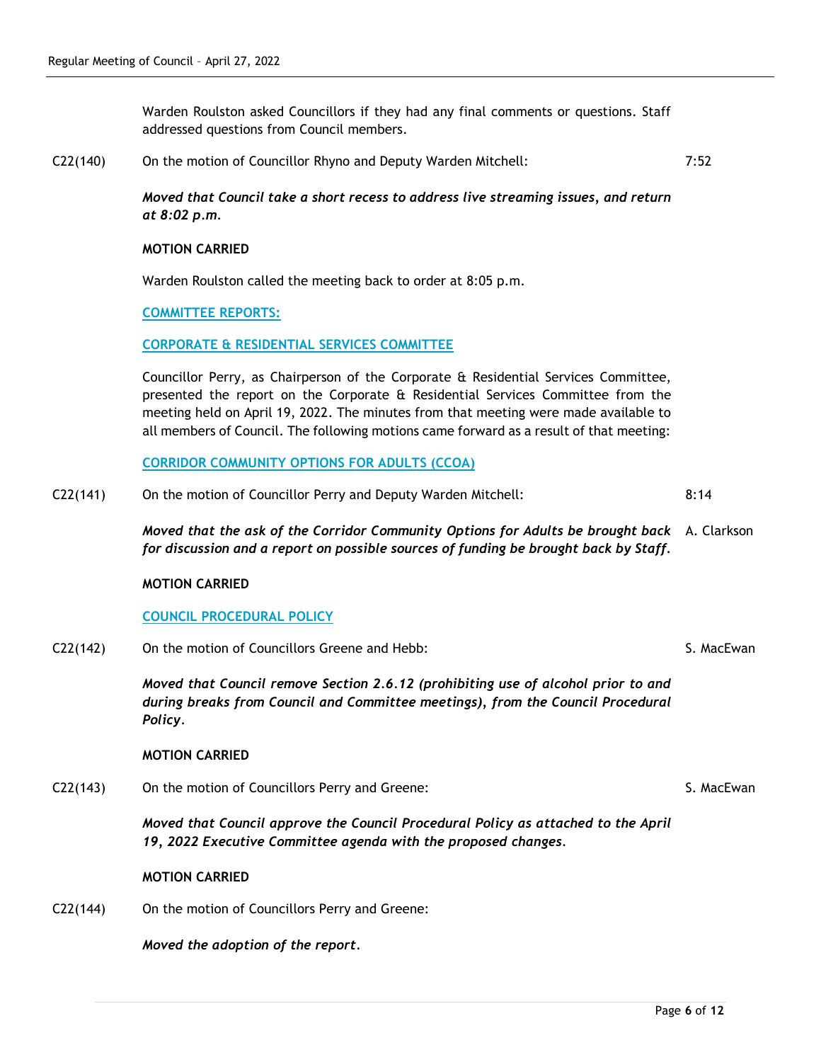Warden Roulston asked Councillors if they had any final comments or questions. Staff addressed questions from Council members.

C22(140) On the motion of Councillor Rhyno and Deputy Warden Mitchell: 7:52

***Moved that Council take a short recess to address live streaming issues, and return at 8:02 p.m.***

**MOTION CARRIED**

Warden Roulston called the meeting back to order at 8:05 p.m.

## COMMITTEE REPORTS:

### CORPORATE & RESIDENTIAL SERVICES COMMITTEE

Councillor Perry, as Chairperson of the Corporate & Residential Services Committee, presented the report on the Corporate & Residential Services Committee from the meeting held on April 19, 2022. The minutes from that meeting were made available to all members of Council. The following motions came forward as a result of that meeting:

### CORRIDOR COMMUNITY OPTIONS FOR ADULTS (CCOA)

C22(141) On the motion of Councillor Perry and Deputy Warden Mitchell: 8:14

***Moved that the ask of the Corridor Community Options for Adults be brought back for discussion and a report on possible sources of funding be brought back by Staff.*** A. Clarkson

**MOTION CARRIED**

### COUNCIL PROCEDURAL POLICY

C22(142) On the motion of Councillors Greene and Hebb: S. MacEwan

***Moved that Council remove Section 2.6.12 (prohibiting use of alcohol prior to and during breaks from Council and Committee meetings), from the Council Procedural Policy.***

**MOTION CARRIED**

C22(143) On the motion of Councillors Perry and Greene: S. MacEwan

***Moved that Council approve the Council Procedural Policy as attached to the April 19, 2022 Executive Committee agenda with the proposed changes.***

**MOTION CARRIED**

C22(144) On the motion of Councillors Perry and Greene:

***Moved the adoption of the report.***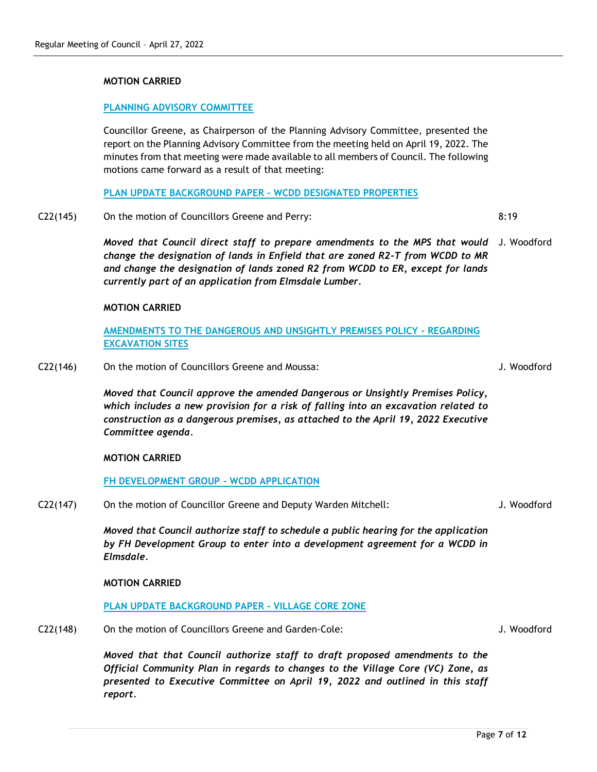**MOTION CARRIED**

## PLANNING ADVISORY COMMITTEE

Councillor Greene, as Chairperson of the Planning Advisory Committee, presented the report on the Planning Advisory Committee from the meeting held on April 19, 2022. The minutes from that meeting were made available to all members of Council. The following motions came forward as a result of that meeting:

### PLAN UPDATE BACKGROUND PAPER - WCDD DESIGNATED PROPERTIES

C22(145) On the motion of Councillors Greene and Perry: 8:19

J. Woodford

***Moved that Council direct staff to prepare amendments to the MPS that would change the designation of lands in Enfield that are zoned R2-T from WCDD to MR and change the designation of lands zoned R2 from WCDD to ER, except for lands currently part of an application from Elmsdale Lumber.***

**MOTION CARRIED**

### AMENDMENTS TO THE DANGEROUS AND UNSIGHTLY PREMISES POLICY - REGARDING EXCAVATION SITES

C22(146) On the motion of Councillors Greene and Moussa:

J. Woodford

***Moved that Council approve the amended Dangerous or Unsightly Premises Policy, which includes a new provision for a risk of falling into an excavation related to construction as a dangerous premises, as attached to the April 19, 2022 Executive Committee agenda.***

**MOTION CARRIED**

### FH DEVELOPMENT GROUP - WCDD APPLICATION

C22(147) On the motion of Councillor Greene and Deputy Warden Mitchell:

J. Woodford

***Moved that Council authorize staff to schedule a public hearing for the application by FH Development Group to enter into a development agreement for a WCDD in Elmsdale.***

**MOTION CARRIED**

### PLAN UPDATE BACKGROUND PAPER - VILLAGE CORE ZONE

C22(148) On the motion of Councillors Greene and Garden-Cole:

J. Woodford

***Moved that that Council authorize staff to draft proposed amendments to the Official Community Plan in regards to changes to the Village Core (VC) Zone, as presented to Executive Committee on April 19, 2022 and outlined in this staff report.***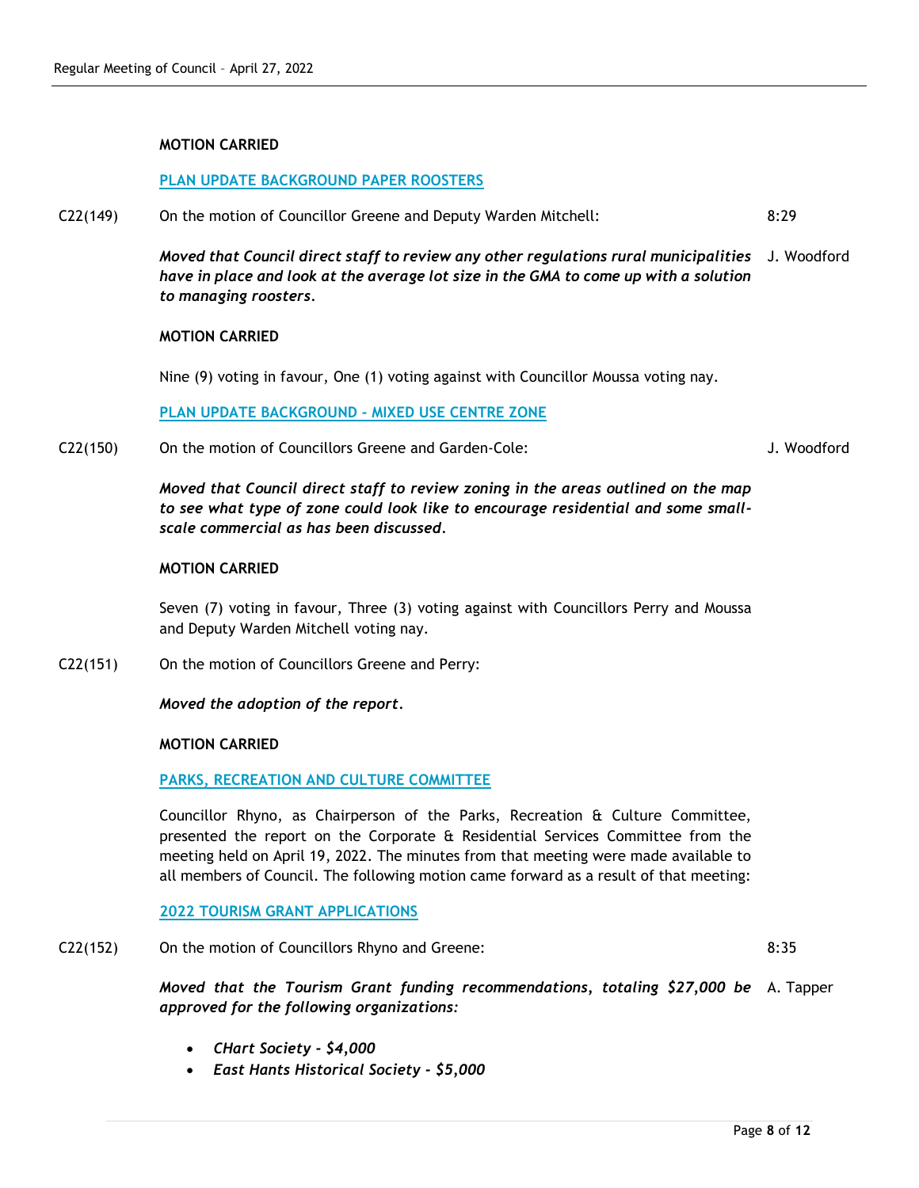**MOTION CARRIED**

**PLAN UPDATE BACKGROUND PAPER ROOSTERS**

C22(149) On the motion of Councillor Greene and Deputy Warden Mitchell: 8:29

***Moved that Council direct staff to review any other regulations rural municipalities have in place and look at the average lot size in the GMA to come up with a solution to managing roosters.*** J. Woodford

**MOTION CARRIED**

Nine (9) voting in favour, One (1) voting against with Councillor Moussa voting nay.

**PLAN UPDATE BACKGROUND - MIXED USE CENTRE ZONE**

C22(150) On the motion of Councillors Greene and Garden-Cole: J. Woodford

***Moved that Council direct staff to review zoning in the areas outlined on the map to see what type of zone could look like to encourage residential and some small-scale commercial as has been discussed.***

**MOTION CARRIED**

Seven (7) voting in favour, Three (3) voting against with Councillors Perry and Moussa and Deputy Warden Mitchell voting nay.

C22(151) On the motion of Councillors Greene and Perry:

***Moved the adoption of the report.***

**MOTION CARRIED**

**PARKS, RECREATION AND CULTURE COMMITTEE**

Councillor Rhyno, as Chairperson of the Parks, Recreation & Culture Committee, presented the report on the Corporate & Residential Services Committee from the meeting held on April 19, 2022. The minutes from that meeting were made available to all members of Council. The following motion came forward as a result of that meeting:

**2022 TOURISM GRANT APPLICATIONS**

C22(152) On the motion of Councillors Rhyno and Greene: 8:35

***Moved that the Tourism Grant funding recommendations, totaling $27,000 be approved for the following organizations:*** A. Tapper

- ***CHart Society - $4,000***
- ***East Hants Historical Society - $5,000***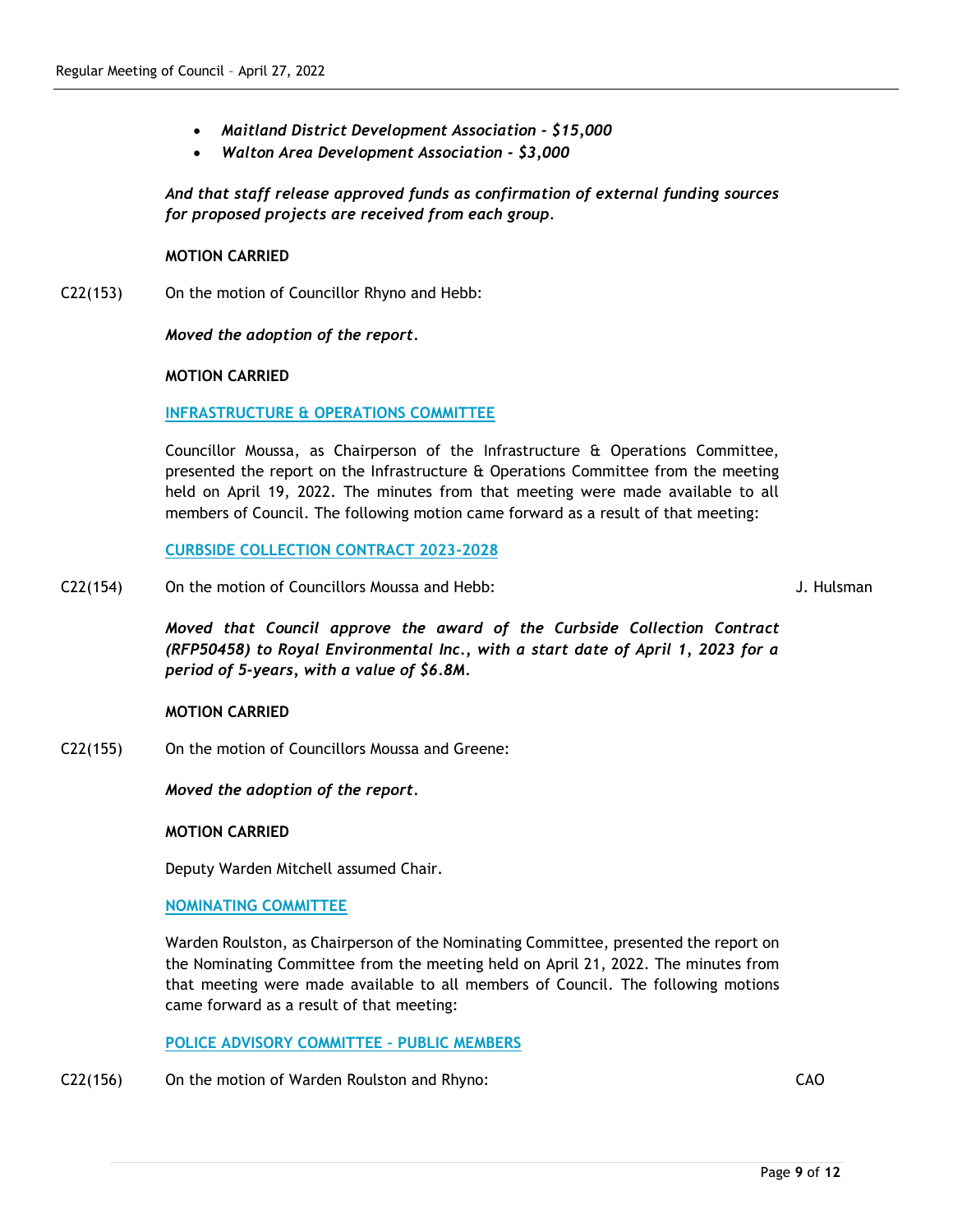- *Maitland District Development Association - $15,000*
- *Walton Area Development Association - $3,000*

*And that staff release approved funds as confirmation of external funding sources for proposed projects are received from each group.*

**MOTION CARRIED**

C22(153) On the motion of Councillor Rhyno and Hebb:

*Moved the adoption of the report.*

**MOTION CARRIED**

**INFRASTRUCTURE & OPERATIONS COMMITTEE**

Councillor Moussa, as Chairperson of the Infrastructure & Operations Committee, presented the report on the Infrastructure & Operations Committee from the meeting held on April 19, 2022. The minutes from that meeting were made available to all members of Council. The following motion came forward as a result of that meeting:

**CURBSIDE COLLECTION CONTRACT 2023-2028**

C22(154) On the motion of Councillors Moussa and Hebb: J. Hulsman

*Moved that Council approve the award of the Curbside Collection Contract (RFP50458) to Royal Environmental Inc., with a start date of April 1, 2023 for a period of 5-years, with a value of $6.8M.*

**MOTION CARRIED**

C22(155) On the motion of Councillors Moussa and Greene:

*Moved the adoption of the report.*

**MOTION CARRIED**

Deputy Warden Mitchell assumed Chair.

**NOMINATING COMMITTEE**

Warden Roulston, as Chairperson of the Nominating Committee, presented the report on the Nominating Committee from the meeting held on April 21, 2022. The minutes from that meeting were made available to all members of Council. The following motions came forward as a result of that meeting:

**POLICE ADVISORY COMMITTEE – PUBLIC MEMBERS**

C22(156) On the motion of Warden Roulston and Rhyno: CAO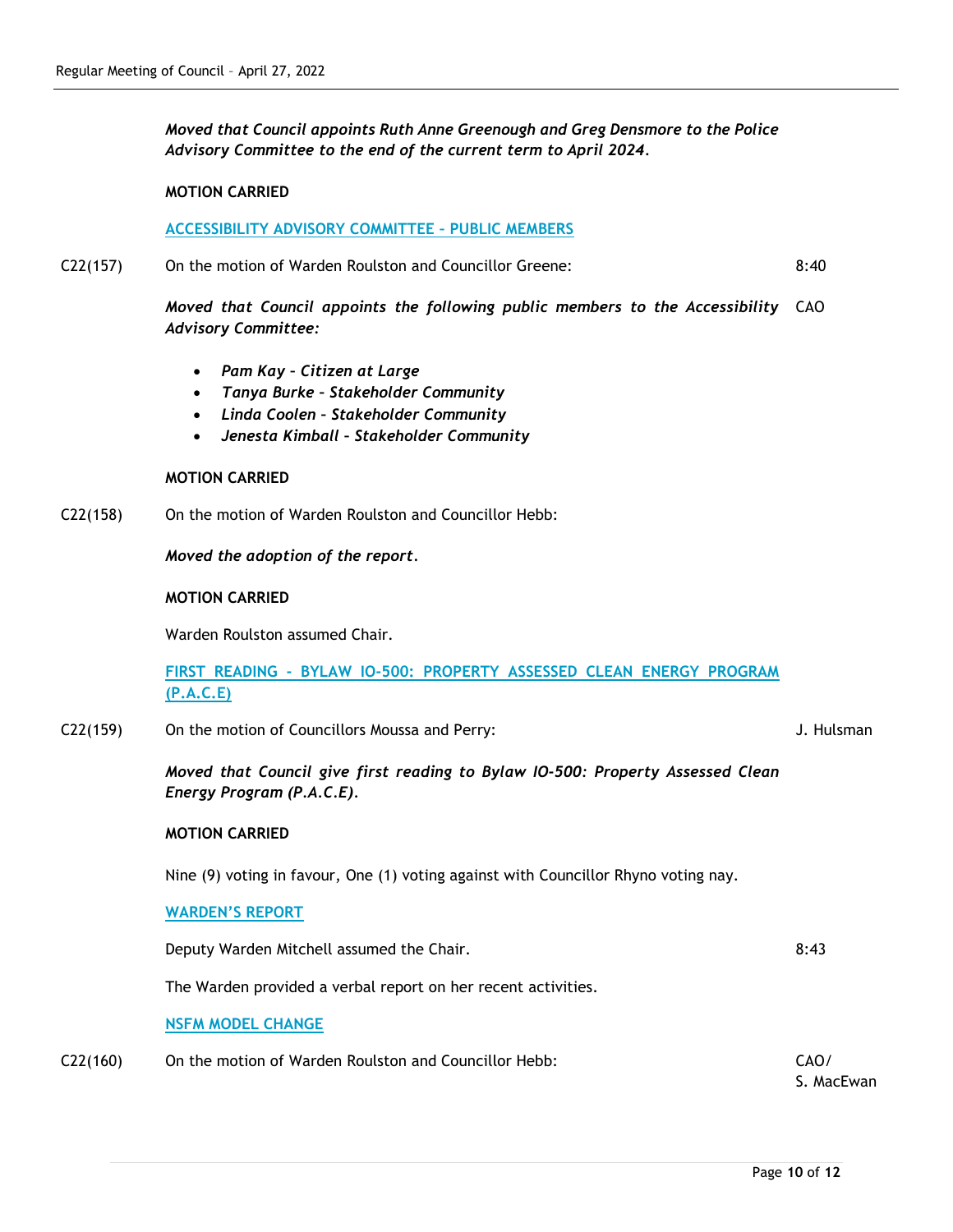*Moved that Council appoints Ruth Anne Greenough and Greg Densmore to the Police Advisory Committee to the end of the current term to April 2024.*

**MOTION CARRIED**

### ACCESSIBILITY ADVISORY COMMITTEE – PUBLIC MEMBERS

C22(157) On the motion of Warden Roulston and Councillor Greene: 8:40

*Moved that Council appoints the following public members to the Accessibility Advisory Committee:* CAO

- *Pam Kay – Citizen at Large*
- *Tanya Burke – Stakeholder Community*
- *Linda Coolen – Stakeholder Community*
- *Jenesta Kimball – Stakeholder Community*

**MOTION CARRIED**

C22(158) On the motion of Warden Roulston and Councillor Hebb:

*Moved the adoption of the report.*

**MOTION CARRIED**

Warden Roulston assumed Chair.

### FIRST READING - BYLAW IO-500: PROPERTY ASSESSED CLEAN ENERGY PROGRAM (P.A.C.E)

C22(159) On the motion of Councillors Moussa and Perry: J. Hulsman

*Moved that Council give first reading to Bylaw IO-500: Property Assessed Clean Energy Program (P.A.C.E).*

**MOTION CARRIED**

Nine (9) voting in favour, One (1) voting against with Councillor Rhyno voting nay.

### WARDEN'S REPORT

Deputy Warden Mitchell assumed the Chair. 8:43

The Warden provided a verbal report on her recent activities.

### NSFM MODEL CHANGE

C22(160) On the motion of Warden Roulston and Councillor Hebb: CAO/ S. MacEwan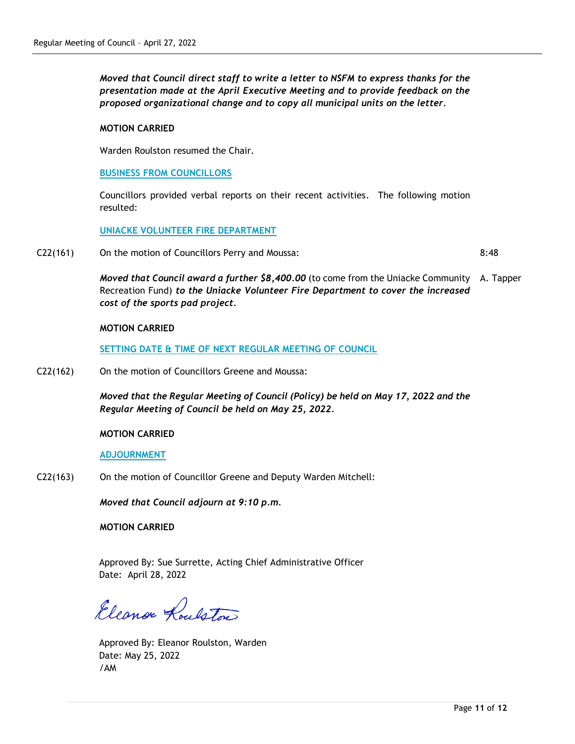***Moved that Council direct staff to write a letter to NSFM to express thanks for the presentation made at the April Executive Meeting and to provide feedback on the proposed organizational change and to copy all municipal units on the letter.***

**MOTION CARRIED**

Warden Roulston resumed the Chair.

**BUSINESS FROM COUNCILLORS**

Councillors provided verbal reports on their recent activities. The following motion resulted:

**UNIACKE VOLUNTEER FIRE DEPARTMENT**

C22(161) On the motion of Councillors Perry and Moussa: 8:48

***Moved that Council award a further $8,400.00*** (to come from the Uniacke Community Recreation Fund) ***to the Uniacke Volunteer Fire Department to cover the increased cost of the sports pad project.*** A. Tapper

**MOTION CARRIED**

**SETTING DATE & TIME OF NEXT REGULAR MEETING OF COUNCIL**

C22(162) On the motion of Councillors Greene and Moussa:

***Moved that the Regular Meeting of Council (Policy) be held on May 17, 2022 and the Regular Meeting of Council be held on May 25, 2022.***

**MOTION CARRIED**

**ADJOURNMENT**

C22(163) On the motion of Councillor Greene and Deputy Warden Mitchell:

***Moved that Council adjourn at 9:10 p.m.***

**MOTION CARRIED**

Approved By: Sue Surrette, Acting Chief Administrative Officer
Date: April 28, 2022

Eleanor Roulston

Approved By: Eleanor Roulston, Warden
Date: May 25, 2022
/AM